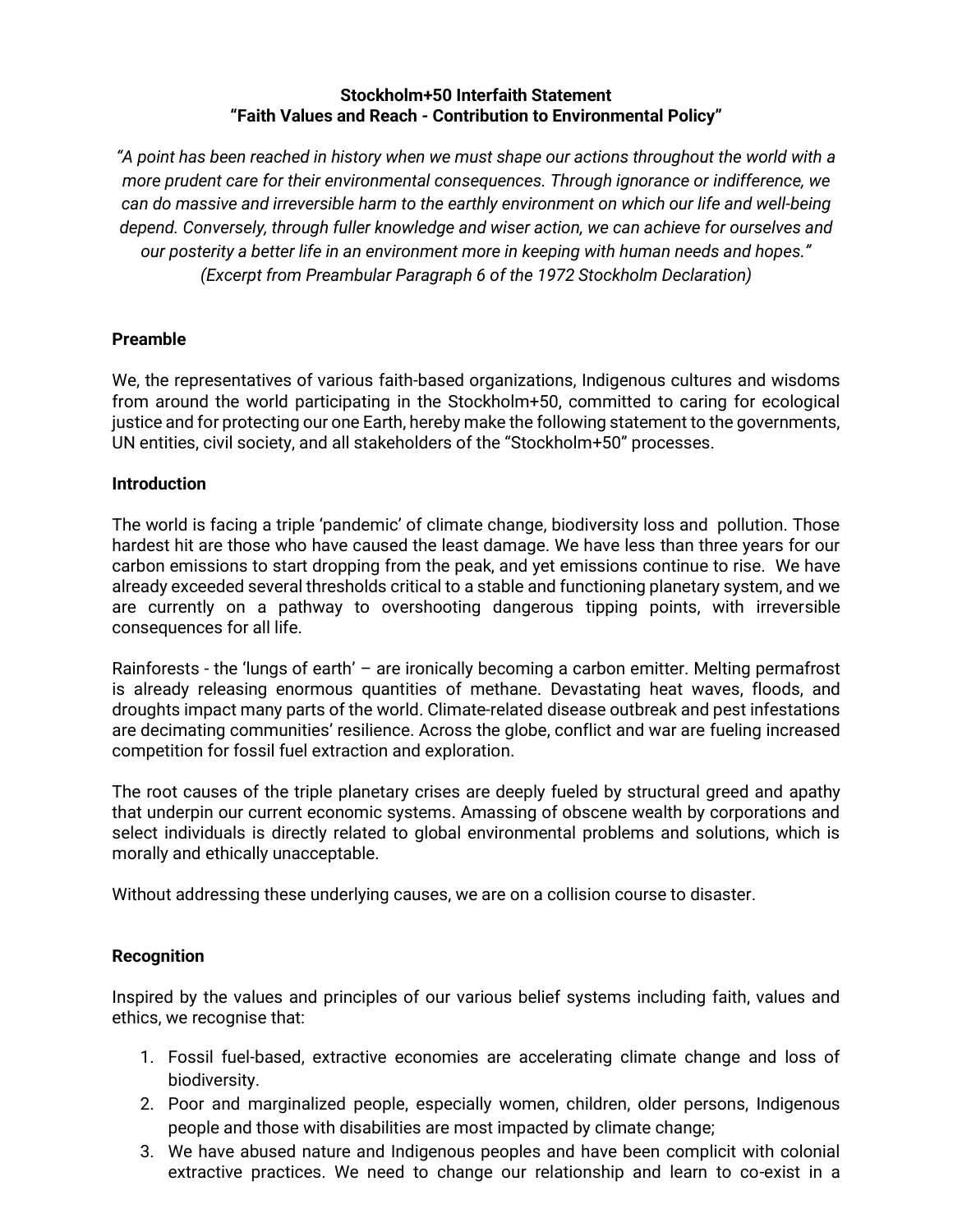# Stockholm+50 Interfaith Statement
# "Faith Values and Reach - Contribution to Environmental Policy"

*"A point has been reached in history when we must shape our actions throughout the world with a more prudent care for their environmental consequences. Through ignorance or indifference, we can do massive and irreversible harm to the earthly environment on which our life and well-being depend. Conversely, through fuller knowledge and wiser action, we can achieve for ourselves and our posterity a better life in an environment more in keeping with human needs and hopes."*
*(Excerpt from Preambular Paragraph 6 of the 1972 Stockholm Declaration)*

## Preamble

We, the representatives of various faith-based organizations, Indigenous cultures and wisdoms from around the world participating in the Stockholm+50, committed to caring for ecological justice and for protecting our one Earth, hereby make the following statement to the governments, UN entities, civil society, and all stakeholders of the "Stockholm+50" processes.

## Introduction

The world is facing a triple 'pandemic' of climate change, biodiversity loss and pollution. Those hardest hit are those who have caused the least damage. We have less than three years for our carbon emissions to start dropping from the peak, and yet emissions continue to rise. We have already exceeded several thresholds critical to a stable and functioning planetary system, and we are currently on a pathway to overshooting dangerous tipping points, with irreversible consequences for all life.

Rainforests - the 'lungs of earth' – are ironically becoming a carbon emitter. Melting permafrost is already releasing enormous quantities of methane. Devastating heat waves, floods, and droughts impact many parts of the world. Climate-related disease outbreak and pest infestations are decimating communities' resilience. Across the globe, conflict and war are fueling increased competition for fossil fuel extraction and exploration.

The root causes of the triple planetary crises are deeply fueled by structural greed and apathy that underpin our current economic systems. Amassing of obscene wealth by corporations and select individuals is directly related to global environmental problems and solutions, which is morally and ethically unacceptable.

Without addressing these underlying causes, we are on a collision course to disaster.

## Recognition

Inspired by the values and principles of our various belief systems including faith, values and ethics, we recognise that:

1. Fossil fuel-based, extractive economies are accelerating climate change and loss of biodiversity.
2. Poor and marginalized people, especially women, children, older persons, Indigenous people and those with disabilities are most impacted by climate change;
3. We have abused nature and Indigenous peoples and have been complicit with colonial extractive practices. We need to change our relationship and learn to co-exist in a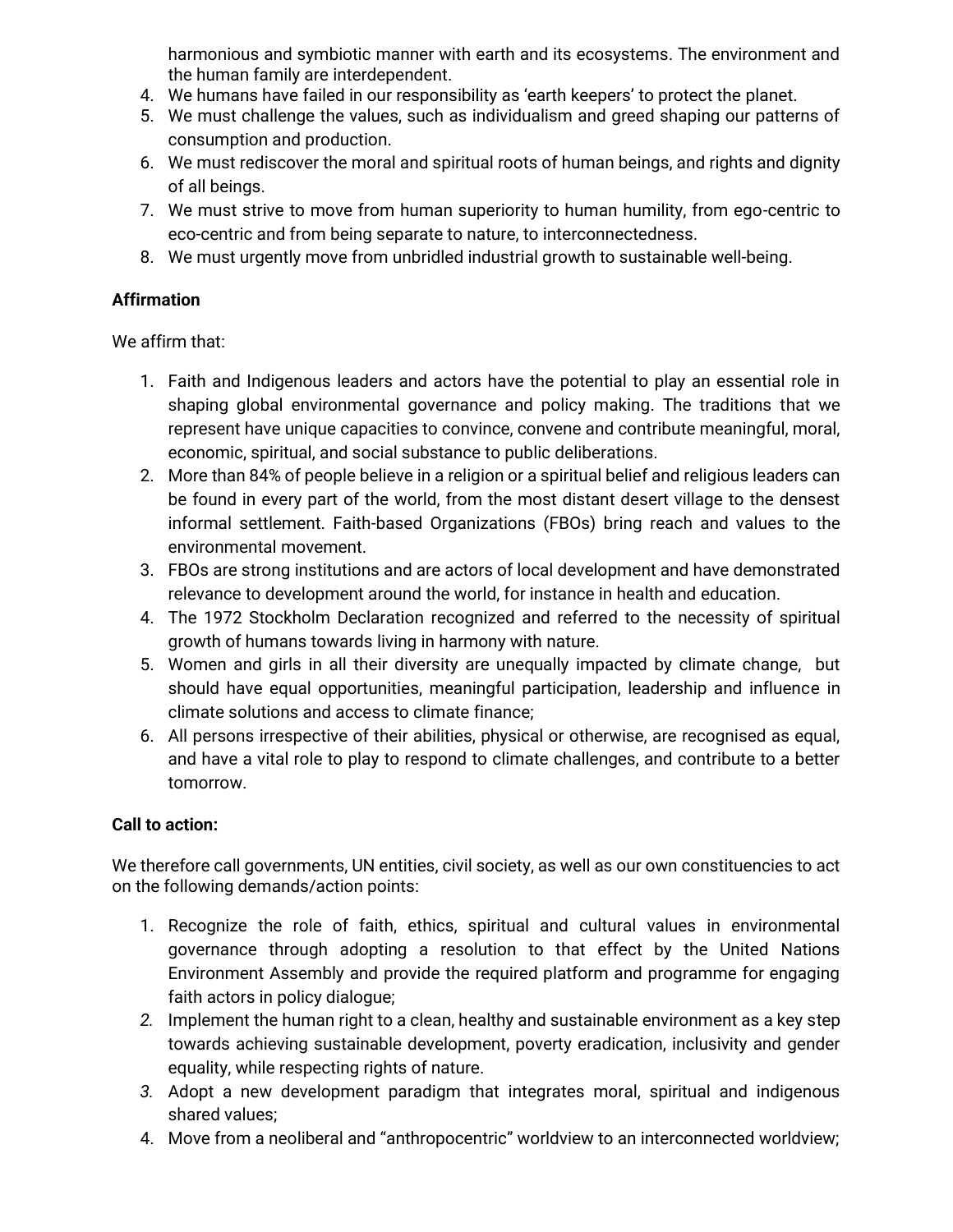harmonious and symbiotic manner with earth and its ecosystems. The environment and the human family are interdependent.
4. We humans have failed in our responsibility as 'earth keepers' to protect the planet.
5. We must challenge the values, such as individualism and greed shaping our patterns of consumption and production.
6. We must rediscover the moral and spiritual roots of human beings, and rights and dignity of all beings.
7. We must strive to move from human superiority to human humility, from ego-centric to eco-centric and from being separate to nature, to interconnectedness.
8. We must urgently move from unbridled industrial growth to sustainable well-being.

**Affirmation**

We affirm that:

1. Faith and Indigenous leaders and actors have the potential to play an essential role in shaping global environmental governance and policy making. The traditions that we represent have unique capacities to convince, convene and contribute meaningful, moral, economic, spiritual, and social substance to public deliberations.
2. More than 84% of people believe in a religion or a spiritual belief and religious leaders can be found in every part of the world, from the most distant desert village to the densest informal settlement. Faith-based Organizations (FBOs) bring reach and values to the environmental movement.
3. FBOs are strong institutions and are actors of local development and have demonstrated relevance to development around the world, for instance in health and education.
4. The 1972 Stockholm Declaration recognized and referred to the necessity of spiritual growth of humans towards living in harmony with nature.
5. Women and girls in all their diversity are unequally impacted by climate change, but should have equal opportunities, meaningful participation, leadership and influence in climate solutions and access to climate finance;
6. All persons irrespective of their abilities, physical or otherwise, are recognised as equal, and have a vital role to play to respond to climate challenges, and contribute to a better tomorrow.

**Call to action:**

We therefore call governments, UN entities, civil society, as well as our own constituencies to act on the following demands/action points:

1. Recognize the role of faith, ethics, spiritual and cultural values in environmental governance through adopting a resolution to that effect by the United Nations Environment Assembly and provide the required platform and programme for engaging faith actors in policy dialogue;
2. Implement the human right to a clean, healthy and sustainable environment as a key step towards achieving sustainable development, poverty eradication, inclusivity and gender equality, while respecting rights of nature.
3. Adopt a new development paradigm that integrates moral, spiritual and indigenous shared values;
4. Move from a neoliberal and "anthropocentric" worldview to an interconnected worldview;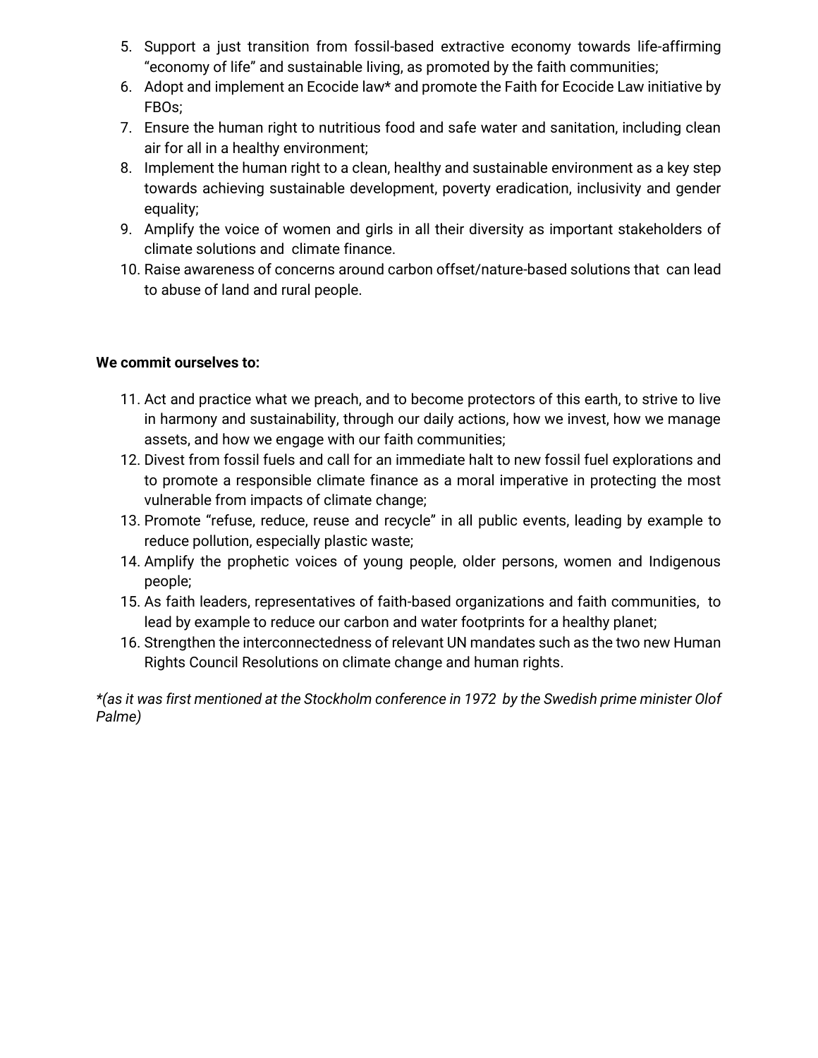5. Support a just transition from fossil-based extractive economy towards life-affirming "economy of life" and sustainable living, as promoted by the faith communities;
6. Adopt and implement an Ecocide law* and promote the Faith for Ecocide Law initiative by FBOs;
7. Ensure the human right to nutritious food and safe water and sanitation, including clean air for all in a healthy environment;
8. Implement the human right to a clean, healthy and sustainable environment as a key step towards achieving sustainable development, poverty eradication, inclusivity and gender equality;
9. Amplify the voice of women and girls in all their diversity as important stakeholders of climate solutions and climate finance.
10. Raise awareness of concerns around carbon offset/nature-based solutions that can lead to abuse of land and rural people.

**We commit ourselves to:**

11. Act and practice what we preach, and to become protectors of this earth, to strive to live in harmony and sustainability, through our daily actions, how we invest, how we manage assets, and how we engage with our faith communities;
12. Divest from fossil fuels and call for an immediate halt to new fossil fuel explorations and to promote a responsible climate finance as a moral imperative in protecting the most vulnerable from impacts of climate change;
13. Promote "refuse, reduce, reuse and recycle" in all public events, leading by example to reduce pollution, especially plastic waste;
14. Amplify the prophetic voices of young people, older persons, women and Indigenous people;
15. As faith leaders, representatives of faith-based organizations and faith communities, to lead by example to reduce our carbon and water footprints for a healthy planet;
16. Strengthen the interconnectedness of relevant UN mandates such as the two new Human Rights Council Resolutions on climate change and human rights.

*\*(as it was first mentioned at the Stockholm conference in 1972 by the Swedish prime minister Olof Palme)*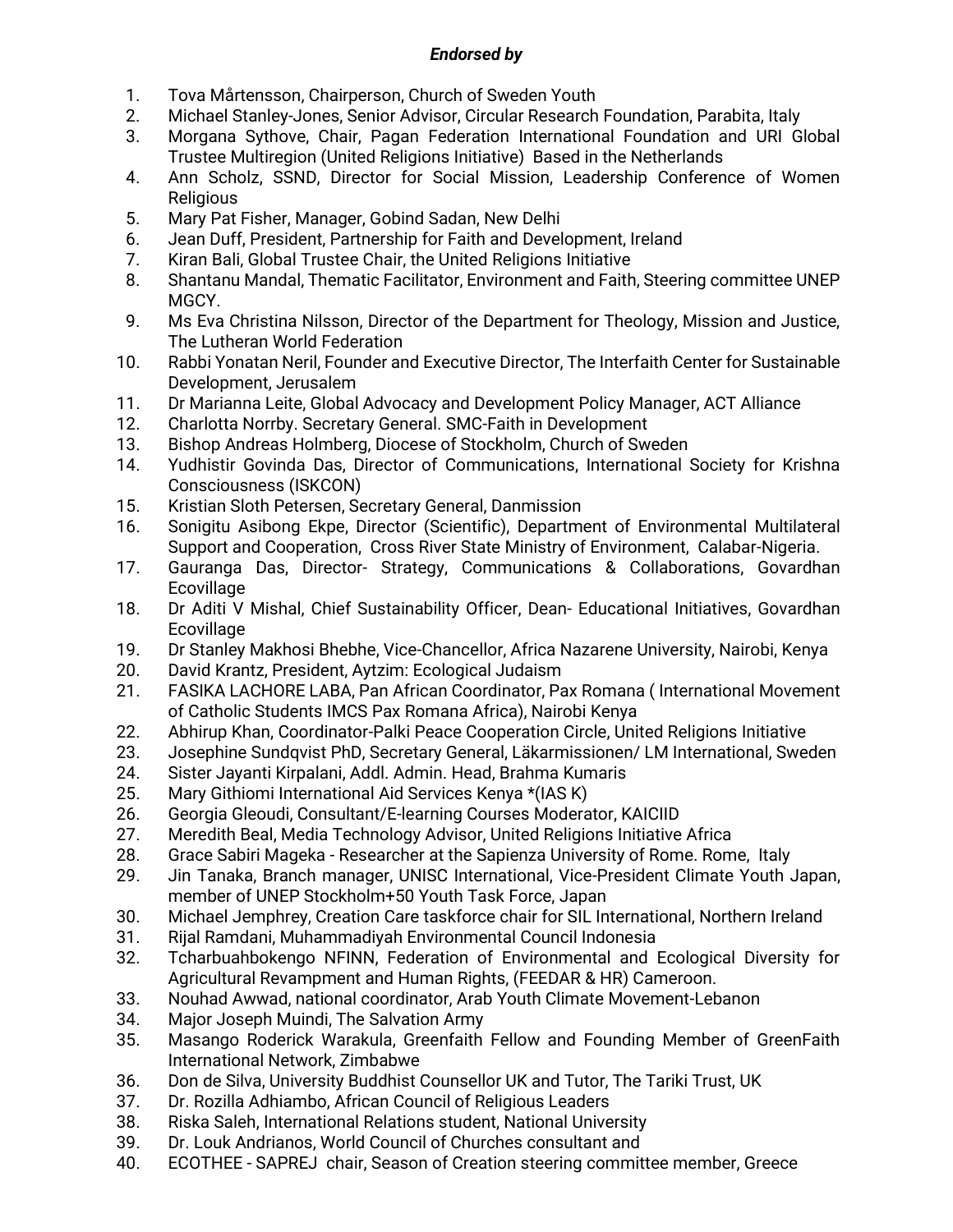***Endorsed by***

1. Tova Mårtensson, Chairperson, Church of Sweden Youth
2. Michael Stanley-Jones, Senior Advisor, Circular Research Foundation, Parabita, Italy
3. Morgana Sythove, Chair, Pagan Federation International Foundation and URI Global Trustee Multiregion (United Religions Initiative) Based in the Netherlands
4. Ann Scholz, SSND, Director for Social Mission, Leadership Conference of Women Religious
5. Mary Pat Fisher, Manager, Gobind Sadan, New Delhi
6. Jean Duff, President, Partnership for Faith and Development, Ireland
7. Kiran Bali, Global Trustee Chair, the United Religions Initiative
8. Shantanu Mandal, Thematic Facilitator, Environment and Faith, Steering committee UNEP MGCY.
9. Ms Eva Christina Nilsson, Director of the Department for Theology, Mission and Justice, The Lutheran World Federation
10. Rabbi Yonatan Neril, Founder and Executive Director, The Interfaith Center for Sustainable Development, Jerusalem
11. Dr Marianna Leite, Global Advocacy and Development Policy Manager, ACT Alliance
12. Charlotta Norrby. Secretary General. SMC-Faith in Development
13. Bishop Andreas Holmberg, Diocese of Stockholm, Church of Sweden
14. Yudhistir Govinda Das, Director of Communications, International Society for Krishna Consciousness (ISKCON)
15. Kristian Sloth Petersen, Secretary General, Danmission
16. Sonigitu Asibong Ekpe, Director (Scientific), Department of Environmental Multilateral Support and Cooperation, Cross River State Ministry of Environment, Calabar-Nigeria.
17. Gauranga Das, Director- Strategy, Communications & Collaborations, Govardhan Ecovillage
18. Dr Aditi V Mishal, Chief Sustainability Officer, Dean- Educational Initiatives, Govardhan Ecovillage
19. Dr Stanley Makhosi Bhebhe, Vice-Chancellor, Africa Nazarene University, Nairobi, Kenya
20. David Krantz, President, Aytzim: Ecological Judaism
21. FASIKA LACHORE LABA, Pan African Coordinator, Pax Romana ( International Movement of Catholic Students IMCS Pax Romana Africa), Nairobi Kenya
22. Abhirup Khan, Coordinator-Palki Peace Cooperation Circle, United Religions Initiative
23. Josephine Sundqvist PhD, Secretary General, Läkarmissionen/ LM International, Sweden
24. Sister Jayanti Kirpalani, Addl. Admin. Head, Brahma Kumaris
25. Mary Githiomi International Aid Services Kenya *(IAS K)
26. Georgia Gleoudi, Consultant/E-learning Courses Moderator, KAICIID
27. Meredith Beal, Media Technology Advisor, United Religions Initiative Africa
28. Grace Sabiri Mageka - Researcher at the Sapienza University of Rome. Rome, Italy
29. Jin Tanaka, Branch manager, UNISC International, Vice-President Climate Youth Japan, member of UNEP Stockholm+50 Youth Task Force, Japan
30. Michael Jemphrey, Creation Care taskforce chair for SIL International, Northern Ireland
31. Rijal Ramdani, Muhammadiyah Environmental Council Indonesia
32. Tcharbuahbokengo NFINN, Federation of Environmental and Ecological Diversity for Agricultural Revampment and Human Rights, (FEEDAR & HR) Cameroon.
33. Nouhad Awwad, national coordinator, Arab Youth Climate Movement-Lebanon
34. Major Joseph Muindi, The Salvation Army
35. Masango Roderick Warakula, Greenfaith Fellow and Founding Member of GreenFaith International Network, Zimbabwe
36. Don de Silva, University Buddhist Counsellor UK and Tutor, The Tariki Trust, UK
37. Dr. Rozilla Adhiambo, African Council of Religious Leaders
38. Riska Saleh, International Relations student, National University
39. Dr. Louk Andrianos, World Council of Churches consultant and
40. ECOTHEE - SAPREJ chair, Season of Creation steering committee member, Greece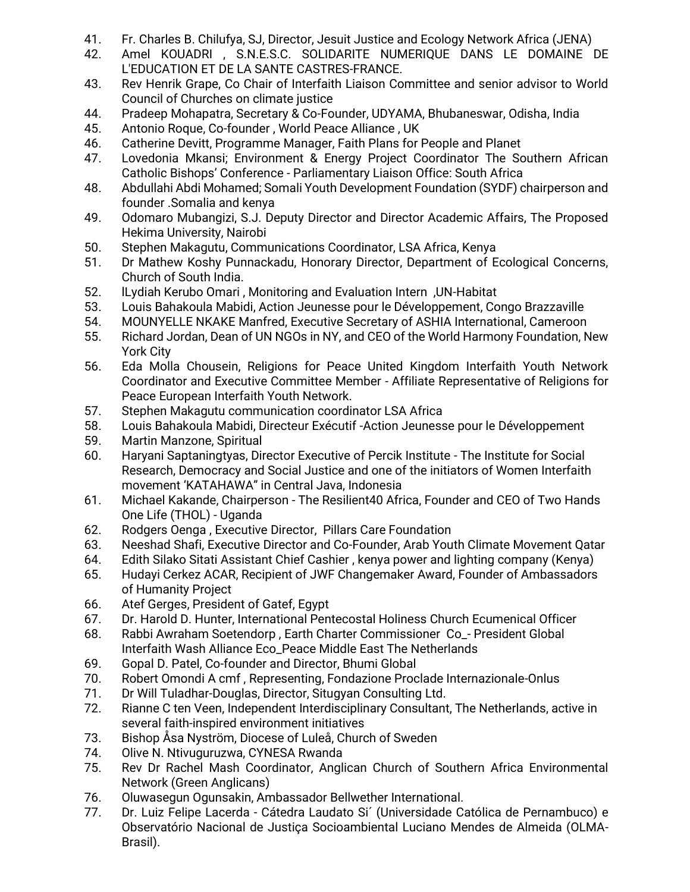41. Fr. Charles B. Chilufya, SJ, Director, Jesuit Justice and Ecology Network Africa (JENA)
42. Amel KOUADRI , S.N.E.S.C. SOLIDARITE NUMERIQUE DANS LE DOMAINE DE L'EDUCATION ET DE LA SANTE CASTRES-FRANCE.
43. Rev Henrik Grape, Co Chair of Interfaith Liaison Committee and senior advisor to World Council of Churches on climate justice
44. Pradeep Mohapatra, Secretary & Co-Founder, UDYAMA, Bhubaneswar, Odisha, India
45. Antonio Roque, Co-founder , World Peace Alliance , UK
46. Catherine Devitt, Programme Manager, Faith Plans for People and Planet
47. Lovedonia Mkansi; Environment & Energy Project Coordinator The Southern African Catholic Bishops' Conference - Parliamentary Liaison Office: South Africa
48. Abdullahi Abdi Mohamed; Somali Youth Development Foundation (SYDF) chairperson and founder .Somalia and kenya
49. Odomaro Mubangizi, S.J. Deputy Director and Director Academic Affairs, The Proposed Hekima University, Nairobi
50. Stephen Makagutu, Communications Coordinator, LSA Africa, Kenya
51. Dr Mathew Koshy Punnackadu, Honorary Director, Department of Ecological Concerns, Church of South India.
52. lLydiah Kerubo Omari , Monitoring and Evaluation Intern ,UN-Habitat
53. Louis Bahakoula Mabidi, Action Jeunesse pour le Développement, Congo Brazzaville
54. MOUNYELLE NKAKE Manfred, Executive Secretary of ASHIA International, Cameroon
55. Richard Jordan, Dean of UN NGOs in NY, and CEO of the World Harmony Foundation, New York City
56. Eda Molla Chousein, Religions for Peace United Kingdom Interfaith Youth Network Coordinator and Executive Committee Member - Affiliate Representative of Religions for Peace European Interfaith Youth Network.
57. Stephen Makagutu communication coordinator LSA Africa
58. Louis Bahakoula Mabidi, Directeur Exécutif -Action Jeunesse pour le Développement
59. Martin Manzone, Spiritual
60. Haryani Saptaningtyas, Director Executive of Percik Institute - The Institute for Social Research, Democracy and Social Justice and one of the initiators of Women Interfaith movement 'KATAHAWA" in Central Java, Indonesia
61. Michael Kakande, Chairperson - The Resilient40 Africa, Founder and CEO of Two Hands One Life (THOL) - Uganda
62. Rodgers Oenga , Executive Director, Pillars Care Foundation
63. Neeshad Shafi, Executive Director and Co-Founder, Arab Youth Climate Movement Qatar
64. Edith Silako Sitati Assistant Chief Cashier , kenya power and lighting company (Kenya)
65. Hudayi Cerkez ACAR, Recipient of JWF Changemaker Award, Founder of Ambassadors of Humanity Project
66. Atef Gerges, President of Gatef, Egypt
67. Dr. Harold D. Hunter, International Pentecostal Holiness Church Ecumenical Officer
68. Rabbi Awraham Soetendorp , Earth Charter Commissioner Co_- President Global Interfaith Wash Alliance Eco_Peace Middle East The Netherlands
69. Gopal D. Patel, Co-founder and Director, Bhumi Global
70. Robert Omondi A cmf , Representing, Fondazione Proclade Internazionale-Onlus
71. Dr Will Tuladhar-Douglas, Director, Situgyan Consulting Ltd.
72. Rianne C ten Veen, Independent Interdisciplinary Consultant, The Netherlands, active in several faith-inspired environment initiatives
73. Bishop Åsa Nyström, Diocese of Luleå, Church of Sweden
74. Olive N. Ntivuguruzwa, CYNESA Rwanda
75. Rev Dr Rachel Mash Coordinator, Anglican Church of Southern Africa Environmental Network (Green Anglicans)
76. Oluwasegun Ogunsakin, Ambassador Bellwether International.
77. Dr. Luiz Felipe Lacerda - Cátedra Laudato Si´ (Universidade Católica de Pernambuco) e Observatório Nacional de Justiça Socioambiental Luciano Mendes de Almeida (OLMA-Brasil).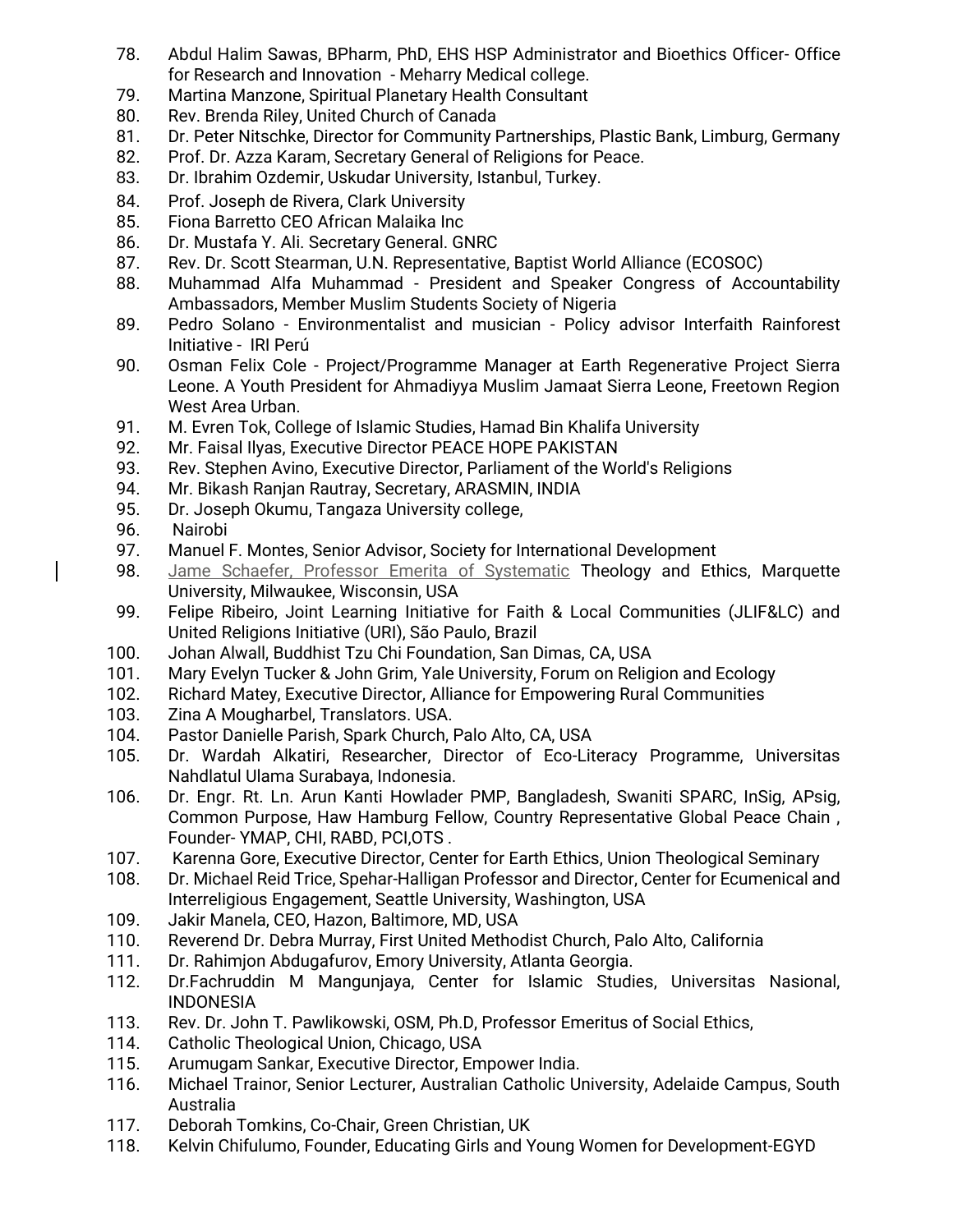78. Abdul Halim Sawas, BPharm, PhD, EHS HSP Administrator and Bioethics Officer- Office for Research and Innovation - Meharry Medical college.
79. Martina Manzone, Spiritual Planetary Health Consultant
80. Rev. Brenda Riley, United Church of Canada
81. Dr. Peter Nitschke, Director for Community Partnerships, Plastic Bank, Limburg, Germany
82. Prof. Dr. Azza Karam, Secretary General of Religions for Peace.
83. Dr. Ibrahim Ozdemir, Uskudar University, Istanbul, Turkey.
84. Prof. Joseph de Rivera, Clark University
85. Fiona Barretto CEO African Malaika Inc
86. Dr. Mustafa Y. Ali. Secretary General. GNRC
87. Rev. Dr. Scott Stearman, U.N. Representative, Baptist World Alliance (ECOSOC)
88. Muhammad Alfa Muhammad - President and Speaker Congress of Accountability Ambassadors, Member Muslim Students Society of Nigeria
89. Pedro Solano - Environmentalist and musician - Policy advisor Interfaith Rainforest Initiative - IRI Perú
90. Osman Felix Cole - Project/Programme Manager at Earth Regenerative Project Sierra Leone. A Youth President for Ahmadiyya Muslim Jamaat Sierra Leone, Freetown Region West Area Urban.
91. M. Evren Tok, College of Islamic Studies, Hamad Bin Khalifa University
92. Mr. Faisal Ilyas, Executive Director PEACE HOPE PAKISTAN
93. Rev. Stephen Avino, Executive Director, Parliament of the World's Religions
94. Mr. Bikash Ranjan Rautray, Secretary, ARASMIN, INDIA
95. Dr. Joseph Okumu, Tangaza University college,
96. Nairobi
97. Manuel F. Montes, Senior Advisor, Society for International Development
98. Jame Schaefer, Professor Emerita of Systematic Theology and Ethics, Marquette University, Milwaukee, Wisconsin, USA
99. Felipe Ribeiro, Joint Learning Initiative for Faith & Local Communities (JLIF&LC) and United Religions Initiative (URI), São Paulo, Brazil
100. Johan Alwall, Buddhist Tzu Chi Foundation, San Dimas, CA, USA
101. Mary Evelyn Tucker & John Grim, Yale University, Forum on Religion and Ecology
102. Richard Matey, Executive Director, Alliance for Empowering Rural Communities
103. Zina A Mougharbel, Translators. USA.
104. Pastor Danielle Parish, Spark Church, Palo Alto, CA, USA
105. Dr. Wardah Alkatiri, Researcher, Director of Eco-Literacy Programme, Universitas Nahdlatul Ulama Surabaya, Indonesia.
106. Dr. Engr. Rt. Ln. Arun Kanti Howlader PMP, Bangladesh, Swaniti SPARC, InSig, APsig, Common Purpose, Haw Hamburg Fellow, Country Representative Global Peace Chain , Founder- YMAP, CHI, RABD, PCI,OTS .
107. Karenna Gore, Executive Director, Center for Earth Ethics, Union Theological Seminary
108. Dr. Michael Reid Trice, Spehar-Halligan Professor and Director, Center for Ecumenical and Interreligious Engagement, Seattle University, Washington, USA
109. Jakir Manela, CEO, Hazon, Baltimore, MD, USA
110. Reverend Dr. Debra Murray, First United Methodist Church, Palo Alto, California
111. Dr. Rahimjon Abdugafurov, Emory University, Atlanta Georgia.
112. Dr.Fachruddin M Mangunjaya, Center for Islamic Studies, Universitas Nasional, INDONESIA
113. Rev. Dr. John T. Pawlikowski, OSM, Ph.D, Professor Emeritus of Social Ethics,
114. Catholic Theological Union, Chicago, USA
115. Arumugam Sankar, Executive Director, Empower India.
116. Michael Trainor, Senior Lecturer, Australian Catholic University, Adelaide Campus, South Australia
117. Deborah Tomkins, Co-Chair, Green Christian, UK
118. Kelvin Chifulumo, Founder, Educating Girls and Young Women for Development-EGYD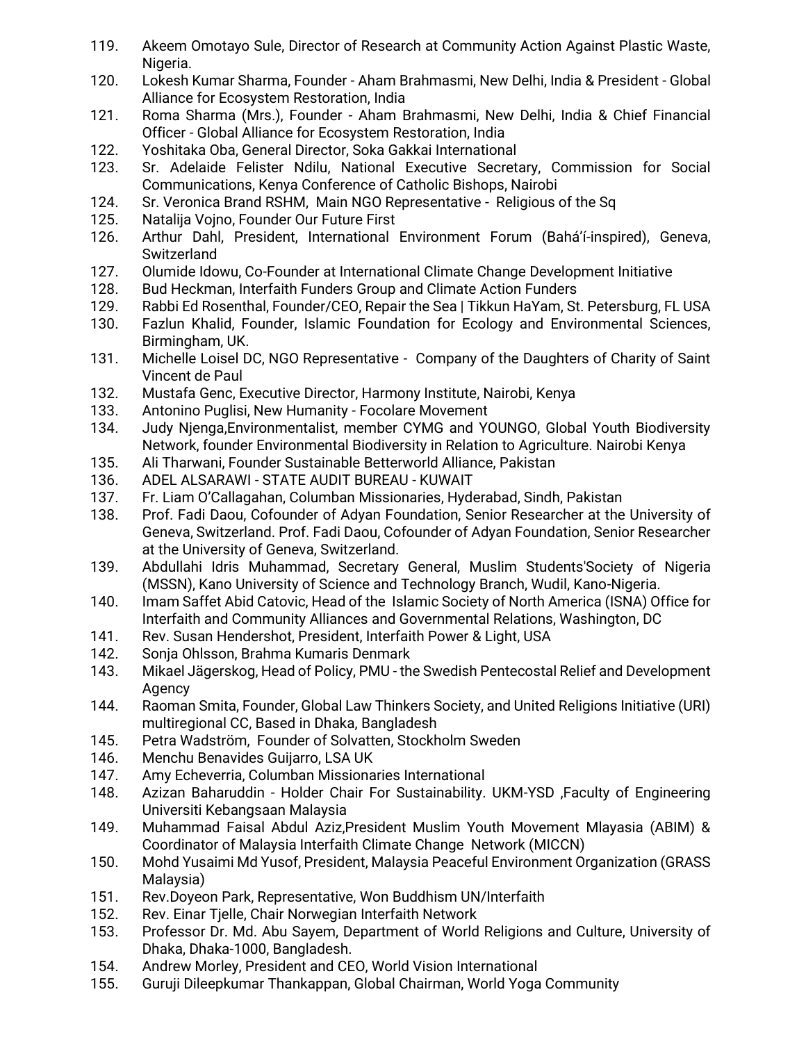119. Akeem Omotayo Sule, Director of Research at Community Action Against Plastic Waste, Nigeria.
120. Lokesh Kumar Sharma, Founder - Aham Brahmasmi, New Delhi, India & President - Global Alliance for Ecosystem Restoration, India
121. Roma Sharma (Mrs.), Founder - Aham Brahmasmi, New Delhi, India & Chief Financial Officer - Global Alliance for Ecosystem Restoration, India
122. Yoshitaka Oba, General Director, Soka Gakkai International
123. Sr. Adelaide Felister Ndilu, National Executive Secretary, Commission for Social Communications, Kenya Conference of Catholic Bishops, Nairobi
124. Sr. Veronica Brand RSHM, Main NGO Representative - Religious of the Sq
125. Natalija Vojno, Founder Our Future First
126. Arthur Dahl, President, International Environment Forum (Bahá'í-inspired), Geneva, Switzerland
127. Olumide Idowu, Co-Founder at International Climate Change Development Initiative
128. Bud Heckman, Interfaith Funders Group and Climate Action Funders
129. Rabbi Ed Rosenthal, Founder/CEO, Repair the Sea | Tikkun HaYam, St. Petersburg, FL USA
130. Fazlun Khalid, Founder, Islamic Foundation for Ecology and Environmental Sciences, Birmingham, UK.
131. Michelle Loisel DC, NGO Representative - Company of the Daughters of Charity of Saint Vincent de Paul
132. Mustafa Genc, Executive Director, Harmony Institute, Nairobi, Kenya
133. Antonino Puglisi, New Humanity - Focolare Movement
134. Judy Njenga,Environmentalist, member CYMG and YOUNGO, Global Youth Biodiversity Network, founder Environmental Biodiversity in Relation to Agriculture. Nairobi Kenya
135. Ali Tharwani, Founder Sustainable Betterworld Alliance, Pakistan
136. ADEL ALSARAWI - STATE AUDIT BUREAU - KUWAIT
137. Fr. Liam O'Callagahan, Columban Missionaries, Hyderabad, Sindh, Pakistan
138. Prof. Fadi Daou, Cofounder of Adyan Foundation, Senior Researcher at the University of Geneva, Switzerland. Prof. Fadi Daou, Cofounder of Adyan Foundation, Senior Researcher at the University of Geneva, Switzerland.
139. Abdullahi Idris Muhammad, Secretary General, Muslim Students'Society of Nigeria (MSSN), Kano University of Science and Technology Branch, Wudil, Kano-Nigeria.
140. Imam Saffet Abid Catovic, Head of the Islamic Society of North America (ISNA) Office for Interfaith and Community Alliances and Governmental Relations, Washington, DC
141. Rev. Susan Hendershot, President, Interfaith Power & Light, USA
142. Sonja Ohlsson, Brahma Kumaris Denmark
143. Mikael Jägerskog, Head of Policy, PMU - the Swedish Pentecostal Relief and Development Agency
144. Raoman Smita, Founder, Global Law Thinkers Society, and United Religions Initiative (URI) multiregional CC, Based in Dhaka, Bangladesh
145. Petra Wadström, Founder of Solvatten, Stockholm Sweden
146. Menchu Benavides Guijarro, LSA UK
147. Amy Echeverria, Columban Missionaries International
148. Azizan Baharuddin - Holder Chair For Sustainability. UKM-YSD ,Faculty of Engineering Universiti Kebangsaan Malaysia
149. Muhammad Faisal Abdul Aziz,President Muslim Youth Movement Mlayasia (ABIM) & Coordinator of Malaysia Interfaith Climate Change Network (MICCN)
150. Mohd Yusaimi Md Yusof, President, Malaysia Peaceful Environment Organization (GRASS Malaysia)
151. Rev.Doyeon Park, Representative, Won Buddhism UN/Interfaith
152. Rev. Einar Tjelle, Chair Norwegian Interfaith Network
153. Professor Dr. Md. Abu Sayem, Department of World Religions and Culture, University of Dhaka, Dhaka-1000, Bangladesh.
154. Andrew Morley, President and CEO, World Vision International
155. Guruji Dileepkumar Thankappan, Global Chairman, World Yoga Community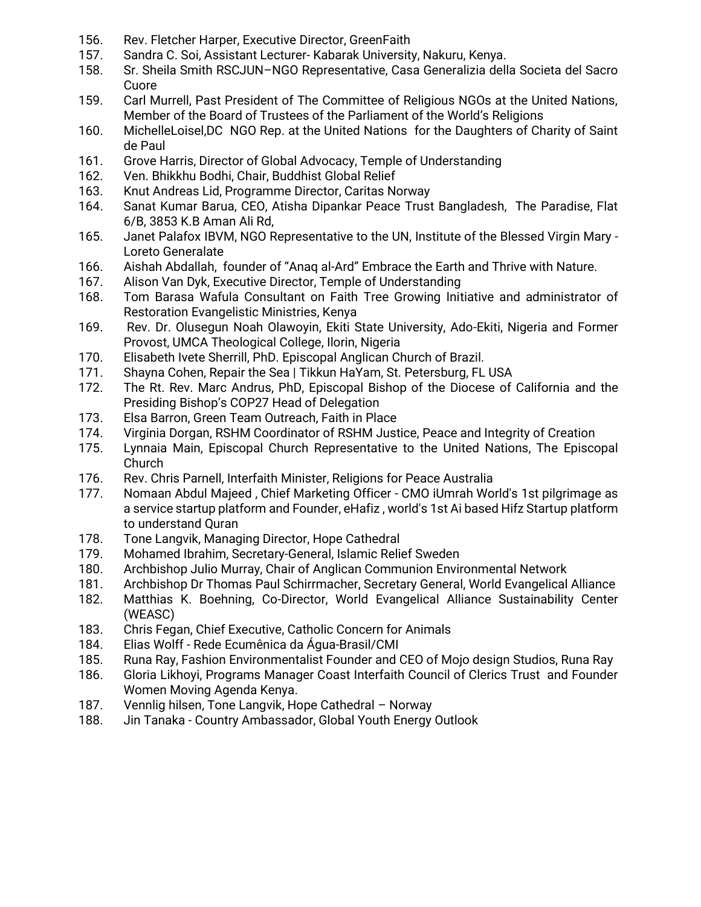156. Rev. Fletcher Harper, Executive Director, GreenFaith
157. Sandra C. Soi, Assistant Lecturer- Kabarak University, Nakuru, Kenya.
158. Sr. Sheila Smith RSCJUN–NGO Representative, Casa Generalizia della Societa del Sacro Cuore
159. Carl Murrell, Past President of The Committee of Religious NGOs at the United Nations, Member of the Board of Trustees of the Parliament of the World's Religions
160. MichelleLoisel,DC NGO Rep. at the United Nations for the Daughters of Charity of Saint de Paul
161. Grove Harris, Director of Global Advocacy, Temple of Understanding
162. Ven. Bhikkhu Bodhi, Chair, Buddhist Global Relief
163. Knut Andreas Lid, Programme Director, Caritas Norway
164. Sanat Kumar Barua, CEO, Atisha Dipankar Peace Trust Bangladesh, The Paradise, Flat 6/B, 3853 K.B Aman Ali Rd,
165. Janet Palafox IBVM, NGO Representative to the UN, Institute of the Blessed Virgin Mary - Loreto Generalate
166. Aishah Abdallah, founder of "Anaq al-Ard" Embrace the Earth and Thrive with Nature.
167. Alison Van Dyk, Executive Director, Temple of Understanding
168. Tom Barasa Wafula Consultant on Faith Tree Growing Initiative and administrator of Restoration Evangelistic Ministries, Kenya
169. Rev. Dr. Olusegun Noah Olawoyin, Ekiti State University, Ado-Ekiti, Nigeria and Former Provost, UMCA Theological College, Ilorin, Nigeria
170. Elisabeth Ivete Sherrill, PhD. Episcopal Anglican Church of Brazil.
171. Shayna Cohen, Repair the Sea | Tikkun HaYam, St. Petersburg, FL USA
172. The Rt. Rev. Marc Andrus, PhD, Episcopal Bishop of the Diocese of California and the Presiding Bishop's COP27 Head of Delegation
173. Elsa Barron, Green Team Outreach, Faith in Place
174. Virginia Dorgan, RSHM Coordinator of RSHM Justice, Peace and Integrity of Creation
175. Lynnaia Main, Episcopal Church Representative to the United Nations, The Episcopal Church
176. Rev. Chris Parnell, Interfaith Minister, Religions for Peace Australia
177. Nomaan Abdul Majeed , Chief Marketing Officer - CMO iUmrah World's 1st pilgrimage as a service startup platform and Founder, eHafiz , world's 1st Ai based Hifz Startup platform to understand Quran
178. Tone Langvik, Managing Director, Hope Cathedral
179. Mohamed Ibrahim, Secretary-General, Islamic Relief Sweden
180. Archbishop Julio Murray, Chair of Anglican Communion Environmental Network
181. Archbishop Dr Thomas Paul Schirrmacher, Secretary General, World Evangelical Alliance
182. Matthias K. Boehning, Co-Director, World Evangelical Alliance Sustainability Center (WEASC)
183. Chris Fegan, Chief Executive, Catholic Concern for Animals
184. Elias Wolff - Rede Ecumênica da Água-Brasil/CMI
185. Runa Ray, Fashion Environmentalist Founder and CEO of Mojo design Studios, Runa Ray
186. Gloria Likhoyi, Programs Manager Coast Interfaith Council of Clerics Trust and Founder Women Moving Agenda Kenya.
187. Vennlig hilsen, Tone Langvik, Hope Cathedral – Norway
188. Jin Tanaka - Country Ambassador, Global Youth Energy Outlook